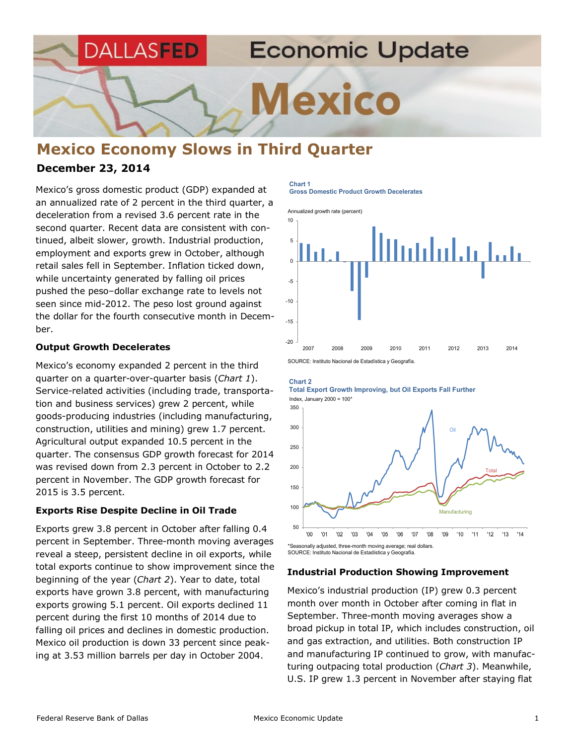# Mexico Economy Slows in Third Quarter

**December 23, 2014**

Mexico's gross domestic product (GDP) expanded at an annualized rate of 2 percent in the third quarter, a deceleration from a revised 3.6 percent rate in the second quarter. Recent data are consistent with continued, albeit slower, growth. Industrial production, employment and exports grew in October, although retail sales fell in September. Inflation ticked down, while uncertainty generated by falling oil prices pushed the peso–dollar exchange rate to levels not seen since mid-2012. The peso lost ground against the dollar for the fourth consecutive month in December.

### Output Growth Decelerates

Mexico's economy expanded 2 percent in the third quarter on a quarter-over-quarter basis (*Chart 1*). Service-related activities (including trade, transportation and business services) grew 2 percent, while goods-producing industries (including manufacturing, construction, utilities and mining) grew 1.7 percent. Agricultural output expanded 10.5 percent in the quarter. The consensus GDP growth forecast for 2014 was revised down from 2.3 percent in October to 2.2 percent in November. The GDP growth forecast for 2015 is 3.5 percent.

**Chart 1**
**Gross Domestic Product Growth Decelerates**

SOURCE: Instituto Nacional de Estadística y Geografía.

### Exports Rise Despite Decline in Oil Trade

Exports grew 3.8 percent in October after falling 0.4 percent in September. Three-month moving averages reveal a steep, persistent decline in oil exports, while total exports continue to show improvement since the beginning of the year (*Chart 2*). Year to date, total exports have grown 3.8 percent, with manufacturing exports growing 5.1 percent. Oil exports declined 11 percent during the first 10 months of 2014 due to falling oil prices and declines in domestic production. Mexico oil production is down 33 percent since peaking at 3.53 million barrels per day in October 2004.

**Chart 2**
**Total Export Growth Improving, but Oil Exports Fall Further**

*Seasonally adjusted, three-month moving average; real dollars.
SOURCE: Instituto Nacional de Estadística y Geografía.

### Industrial Production Showing Improvement

Mexico's industrial production (IP) grew 0.3 percent month over month in October after coming in flat in September. Three-month moving averages show a broad pickup in total IP, which includes construction, oil and gas extraction, and utilities. Both construction IP and manufacturing IP continued to grow, with manufacturing outpacing total production (*Chart 3*). Meanwhile, U.S. IP grew 1.3 percent in November after staying flat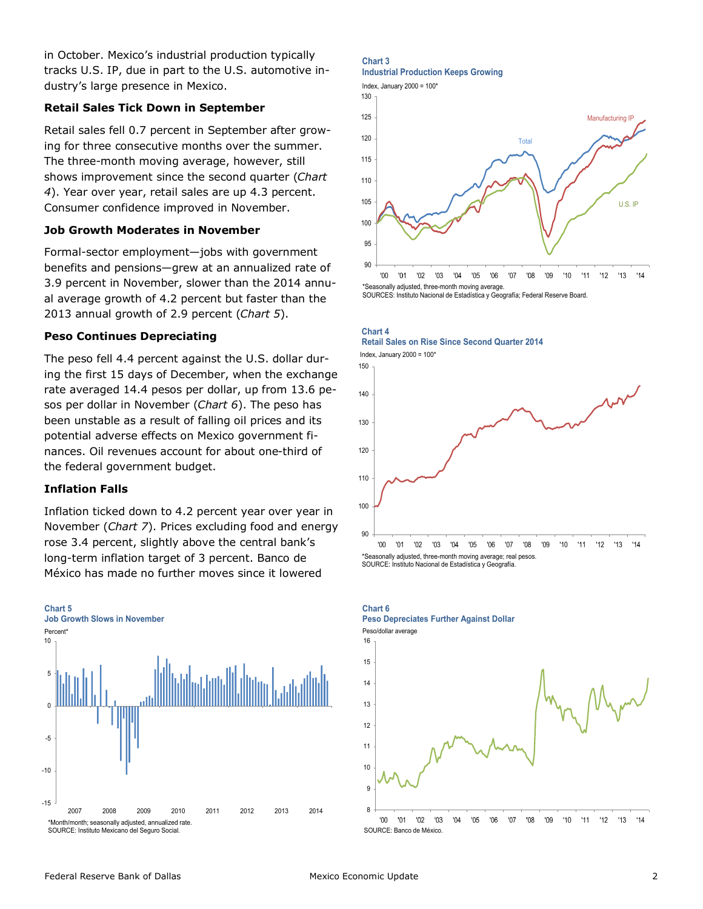in October. Mexico's industrial production typically tracks U.S. IP, due in part to the U.S. automotive industry's large presence in Mexico.

**Retail Sales Tick Down in September**

Retail sales fell 0.7 percent in September after growing for three consecutive months over the summer. The three-month moving average, however, still shows improvement since the second quarter (*Chart 4*). Year over year, retail sales are up 4.3 percent. Consumer confidence improved in November.

**Job Growth Moderates in November**

Formal-sector employment—jobs with government benefits and pensions—grew at an annualized rate of 3.9 percent in November, slower than the 2014 annual average growth of 4.2 percent but faster than the 2013 annual growth of 2.9 percent (*Chart 5*).

**Peso Continues Depreciating**

The peso fell 4.4 percent against the U.S. dollar during the first 15 days of December, when the exchange rate averaged 14.4 pesos per dollar, up from 13.6 pesos per dollar in November (*Chart 6*). The peso has been unstable as a result of falling oil prices and its potential adverse effects on Mexico government finances. Oil revenues account for about one-third of the federal government budget.

**Inflation Falls**

Inflation ticked down to 4.2 percent year over year in November (*Chart 7*). Prices excluding food and energy rose 3.4 percent, slightly above the central bank's long-term inflation target of 3 percent. Banco de México has made no further moves since it lowered

**Chart 3**
**Industrial Production Keeps Growing**

Index, January 2000 = 100*

*Seasonally adjusted, three-month moving average.
SOURCES: Instituto Nacional de Estadística y Geografía; Federal Reserve Board.

**Chart 4**
**Retail Sales on Rise Since Second Quarter 2014**

Index, January 2000 = 100*

*Seasonally adjusted, three-month moving average; real pesos.
SOURCE: Instituto Nacional de Estadística y Geografía.

**Chart 5**
**Job Growth Slows in November**

Percent*

*Month/month; seasonally adjusted, annualized rate.
SOURCE: Instituto Mexicano del Seguro Social.

**Chart 6**
**Peso Depreciates Further Against Dollar**

Peso/dollar average

SOURCE: Banco de México.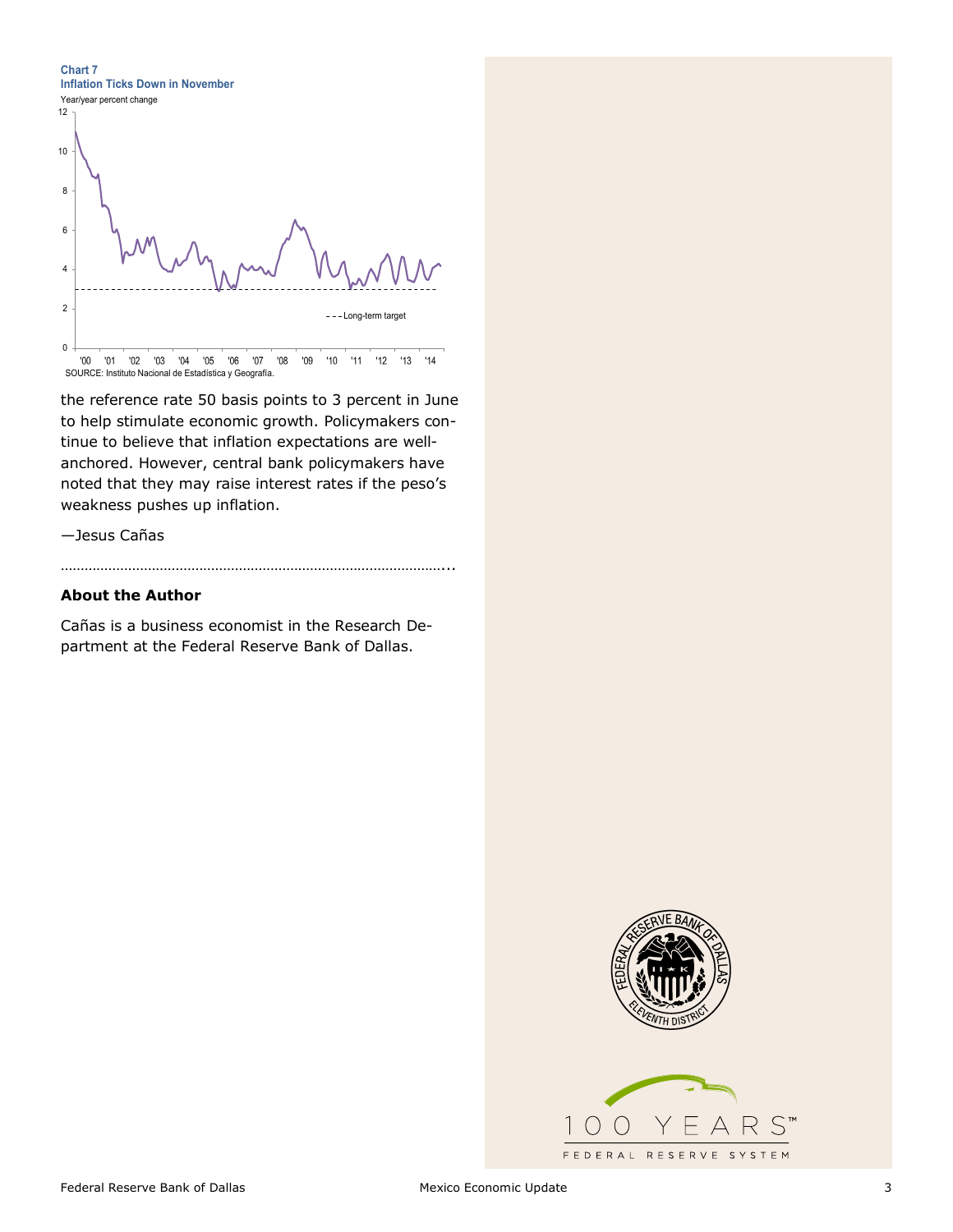**Chart 7**
**Inflation Ticks Down in November**

Year/year percent change

12
10
8
6
4
2
0

'00 '01 '02 '03 '04 '05 '06 '07 '08 '09 '10 '11 '12 '13 '14

Long-term target

SOURCE: Instituto Nacional de Estadística y Geografía.

the reference rate 50 basis points to 3 percent in June to help stimulate economic growth. Policymakers continue to believe that inflation expectations are well-anchored. However, central bank policymakers have noted that they may raise interest rates if the peso's weakness pushes up inflation.

—Jesus Cañas

---

### About the Author

Cañas is a business economist in the Research Department at the Federal Reserve Bank of Dallas.